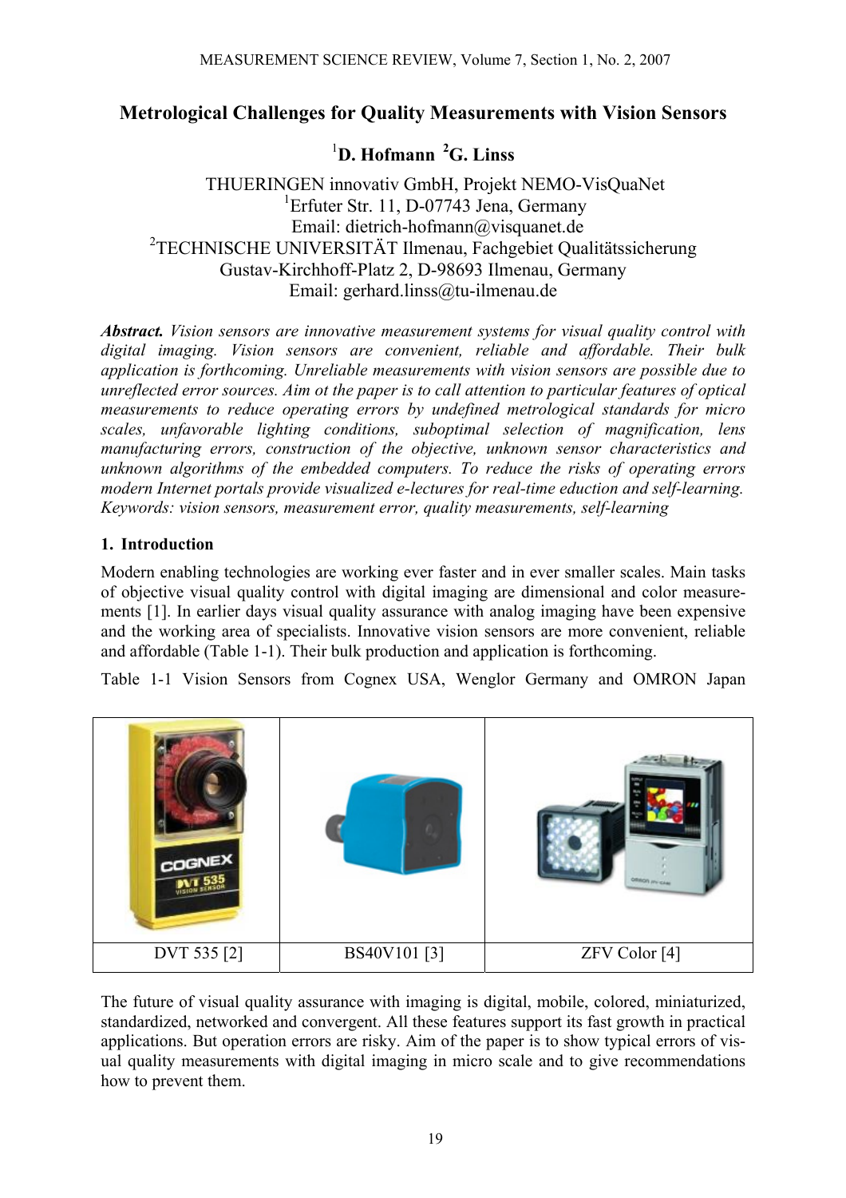# Metrological Challenges for Quality Measurements with Vision Sensors

**[1]D. Hofmann [2]G. Linss**

THUERINGEN innovativ GmbH, Projekt NEMO-VisQuaNet
[1]Erfuter Str. 11, D-07743 Jena, Germany
Email: dietrich-hofmann@visquanet.de
[2]TECHNISCHE UNIVERSITÄT Ilmenau, Fachgebiet Qualitätssicherung
Gustav-Kirchhoff-Platz 2, D-98693 Ilmenau, Germany
Email: gerhard.linss@tu-ilmenau.de

***Abstract.*** *Vision sensors are innovative measurement systems for visual quality control with digital imaging. Vision sensors are convenient, reliable and affordable. Their bulk application is forthcoming. Unreliable measurements with vision sensors are possible due to unreflected error sources. Aim ot the paper is to call attention to particular features of optical measurements to reduce operating errors by undefined metrological standards for micro scales, unfavorable lighting conditions, suboptimal selection of magnification, lens manufacturing errors, construction of the objective, unknown sensor characteristics and unknown algorithms of the embedded computers. To reduce the risks of operating errors modern Internet portals provide visualized e-lectures for real-time eduction and self-learning.*
*Keywords: vision sensors, measurement error, quality measurements, self-learning*

## 1. Introduction

Modern enabling technologies are working ever faster and in ever smaller scales. Main tasks of objective visual quality control with digital imaging are dimensional and color measurements [1]. In earlier days visual quality assurance with analog imaging have been expensive and the working area of specialists. Innovative vision sensors are more convenient, reliable and affordable (Table 1-1). Their bulk production and application is forthcoming.

Table 1-1 Vision Sensors from Cognex USA, Wenglor Germany and OMRON Japan

| DVT 535 [2] | BS40V101 [3] | ZFV Color [4] |
|---|---|---|

The future of visual quality assurance with imaging is digital, mobile, colored, miniaturized, standardized, networked and convergent. All these features support its fast growth in practical applications. But operation errors are risky. Aim of the paper is to show typical errors of visual quality measurements with digital imaging in micro scale and to give recommendations how to prevent them.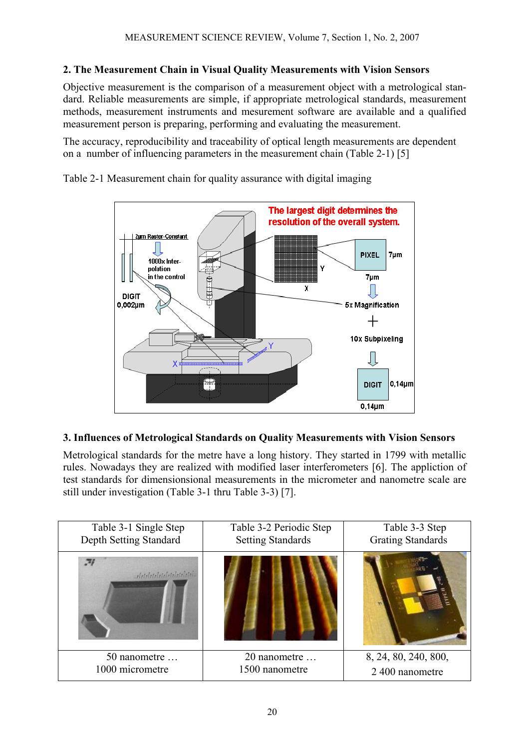## 2. The Measurement Chain in Visual Quality Measurements with Vision Sensors

Objective measurement is the comparison of a measurement object with a metrological standard. Reliable measurements are simple, if appropriate metrological standards, measurement methods, measurement instruments and mesurement software are available and a qualified measurement person is preparing, performing and evaluating the measurement.

The accuracy, reproducibility and traceability of optical length measurements are dependent on a number of influencing parameters in the measurement chain (Table 2-1) [5]

Table 2-1 Measurement chain for quality assurance with digital imaging

## 3. Influences of Metrological Standards on Quality Measurements with Vision Sensors

Metrological standards for the metre have a long history. They started in 1799 with metallic rules. Nowadays they are realized with modified laser interferometers [6]. The appliction of test standards for dimensionsional measurements in the micrometer and nanometre scale are still under investigation (Table 3-1 thru Table 3-3) [7].

| Table 3-1 Single Step Depth Setting Standard | Table 3-2 Periodic Step Setting Standards | Table 3-3 Step Grating Standards |
|---|---|---|
| | | |
| 50 nanometre … 1000 micrometre | 20 nanometre … 1500 nanometre | 8, 24, 80, 240, 800, 2 400 nanometre |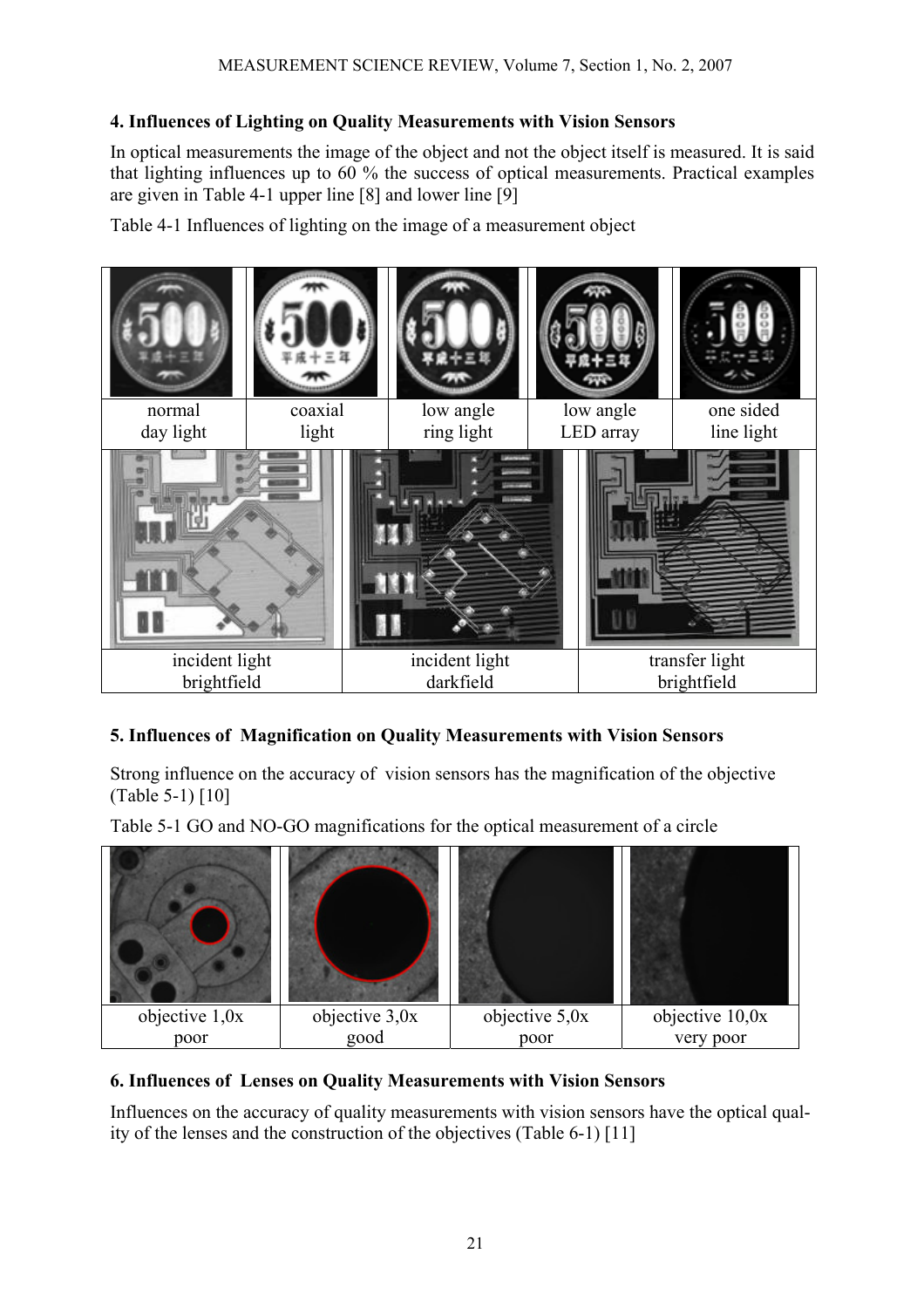## 4. Influences of Lighting on Quality Measurements with Vision Sensors

In optical measurements the image of the object and not the object itself is measured. It is said that lighting influences up to 60 % the success of optical measurements. Practical examples are given in Table 4-1 upper line [8] and lower line [9]

Table 4-1 Influences of lighting on the image of a measurement object

| normal day light | coaxial light | low angle ring light | low angle LED array | one sided line light |
|---|---|---|---|---|

| incident light brightfield | incident light darkfield | transfer light brightfield |
|---|---|---|

## 5. Influences of Magnification on Quality Measurements with Vision Sensors

Strong influence on the accuracy of vision sensors has the magnification of the objective (Table 5-1) [10]

Table 5-1 GO and NO-GO magnifications for the optical measurement of a circle

| objective 1,0x poor | objective 3,0x good | objective 5,0x poor | objective 10,0x very poor |
|---|---|---|---|

## 6. Influences of Lenses on Quality Measurements with Vision Sensors

Influences on the accuracy of quality measurements with vision sensors have the optical quality of the lenses and the construction of the objectives (Table 6-1) [11]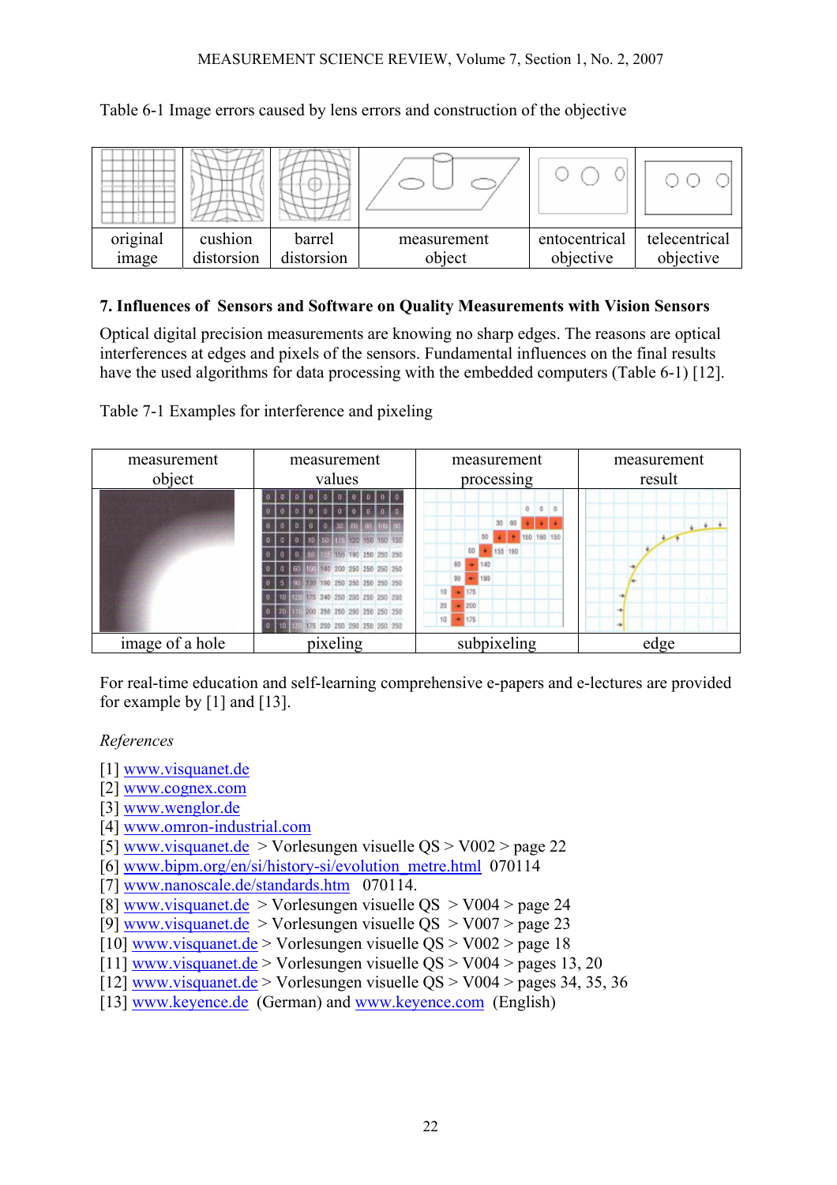Table 6-1 Image errors caused by lens errors and construction of the objective

| | | | | | |
|---|---|---|---|---|---|
| original image | cushion distortion | barrel distortion | measurement object | entocentrical objective | telecentrical objective |

## 7. Influences of Sensors and Software on Quality Measurements with Vision Sensors

Optical digital precision measurements are knowing no sharp edges. The reasons are optical interferences at edges and pixels of the sensors. Fundamental influences on the final results have the used algorithms for data processing with the embedded computers (Table 6-1) [12].

Table 7-1 Examples for interference and pixeling

| measurement object | measurement values | measurement processing | measurement result |
|---|---|---|---|
| image of a hole | pixeling | subpixeling | edge |

For real-time education and self-learning comprehensive e-papers and e-lectures are provided for example by [1] and [13].

*References*

[1] www.visquanet.de
[2] www.cognex.com
[3] www.wenglor.de
[4] www.omron-industrial.com
[5] www.visquanet.de > Vorlesungen visuelle QS > V002 > page 22
[6] www.bipm.org/en/si/history-si/evolution_metre.html 070114
[7] www.nanoscale.de/standards.htm 070114.
[8] www.visquanet.de > Vorlesungen visuelle QS > V004 > page 24
[9] www.visquanet.de > Vorlesungen visuelle QS > V007 > page 23
[10] www.visquanet.de > Vorlesungen visuelle QS > V002 > page 18
[11] www.visquanet.de > Vorlesungen visuelle QS > V004 > pages 13, 20
[12] www.visquanet.de > Vorlesungen visuelle QS > V004 > pages 34, 35, 36
[13] www.keyence.de (German) and www.keyence.com (English)